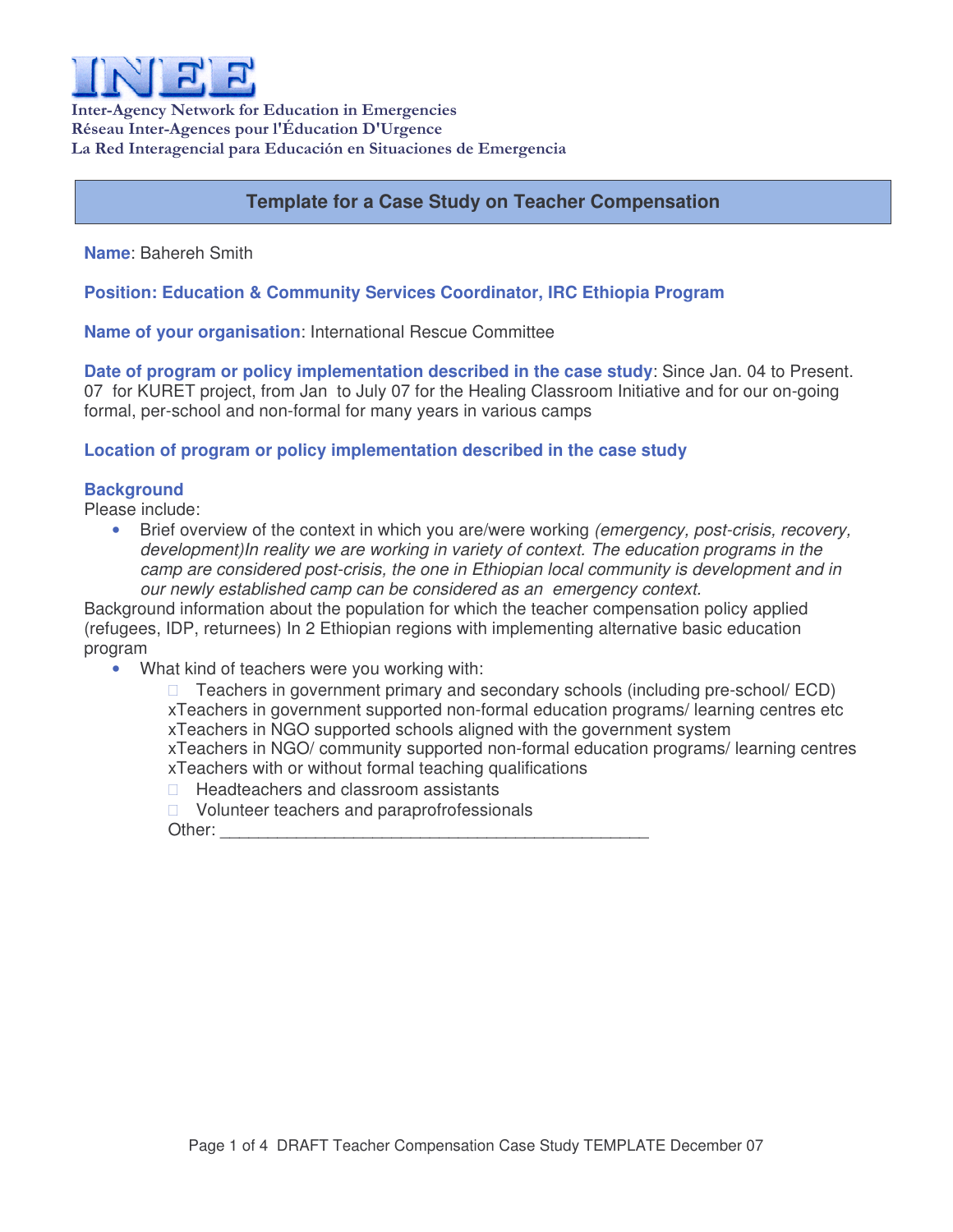# INEE

**Inter-Agency Network for Education in Emergencies**
**Réseau Inter-Agences pour l'Éducation D'Urgence**
**La Red Interagencial para Educación en Situaciones de Emergencia**

## Template for a Case Study on Teacher Compensation

**Name**: Bahereh Smith

**Position: Education & Community Services Coordinator, IRC Ethiopia Program**

**Name of your organisation**: International Rescue Committee

**Date of program or policy implementation described in the case study**: Since Jan. 04 to Present. 07 for KURET project, from Jan to July 07 for the Healing Classroom Initiative and for our on-going formal, per-school and non-formal for many years in various camps

**Location of program or policy implementation described in the case study**

**Background**

Please include:

- Brief overview of the context in which you are/were working *(emergency, post-crisis, recovery, development)In reality we are working in variety of context. The education programs in the camp are considered post-crisis, the one in Ethiopian local community is development and in our newly established camp can be considered as an emergency context.*

Background information about the population for which the teacher compensation policy applied (refugees, IDP, returnees) In 2 Ethiopian regions with implementing alternative basic education program

- What kind of teachers were you working with:
  - ☐ Teachers in government primary and secondary schools (including pre-school/ ECD)
  - xTeachers in government supported non-formal education programs/ learning centres etc
  - xTeachers in NGO supported schools aligned with the government system
  - xTeachers in NGO/ community supported non-formal education programs/ learning centres
  - xTeachers with or without formal teaching qualifications
  - ☐ Headteachers and classroom assistants
  - ☐ Volunteer teachers and paraprofessionals
  - Other: ___________________________________________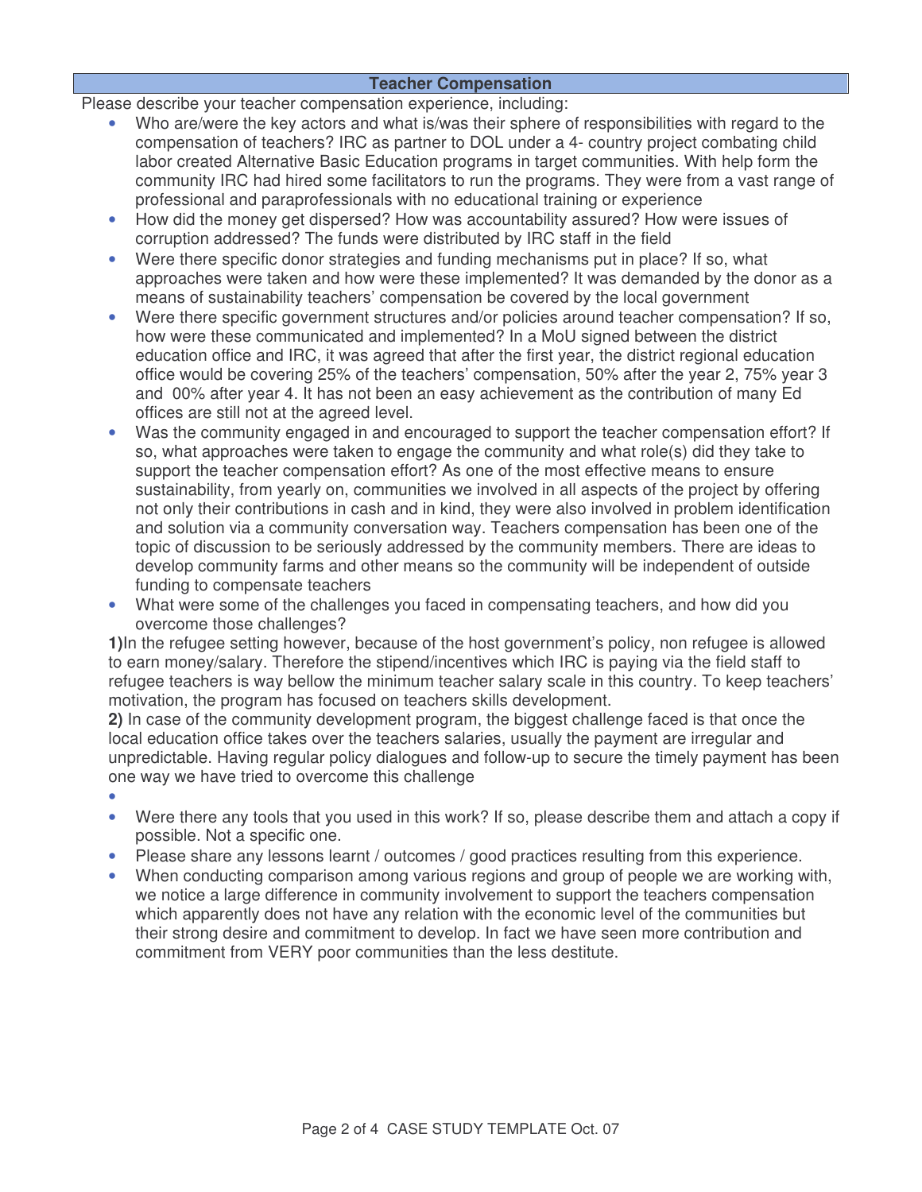## Teacher Compensation

Please describe your teacher compensation experience, including:

- Who are/were the key actors and what is/was their sphere of responsibilities with regard to the compensation of teachers? IRC as partner to DOL under a 4- country project combating child labor created Alternative Basic Education programs in target communities. With help form the community IRC had hired some facilitators to run the programs. They were from a vast range of professional and paraprofessionals with no educational training or experience
- How did the money get dispersed? How was accountability assured? How were issues of corruption addressed? The funds were distributed by IRC staff in the field
- Were there specific donor strategies and funding mechanisms put in place? If so, what approaches were taken and how were these implemented? It was demanded by the donor as a means of sustainability teachers' compensation be covered by the local government
- Were there specific government structures and/or policies around teacher compensation? If so, how were these communicated and implemented? In a MoU signed between the district education office and IRC, it was agreed that after the first year, the district regional education office would be covering 25% of the teachers' compensation, 50% after the year 2, 75% year 3 and 00% after year 4. It has not been an easy achievement as the contribution of many Ed offices are still not at the agreed level.
- Was the community engaged in and encouraged to support the teacher compensation effort? If so, what approaches were taken to engage the community and what role(s) did they take to support the teacher compensation effort? As one of the most effective means to ensure sustainability, from yearly on, communities we involved in all aspects of the project by offering not only their contributions in cash and in kind, they were also involved in problem identification and solution via a community conversation way. Teachers compensation has been one of the topic of discussion to be seriously addressed by the community members. There are ideas to develop community farms and other means so the community will be independent of outside funding to compensate teachers
- What were some of the challenges you faced in compensating teachers, and how did you overcome those challenges?

**1)**In the refugee setting however, because of the host government's policy, non refugee is allowed to earn money/salary. Therefore the stipend/incentives which IRC is paying via the field staff to refugee teachers is way bellow the minimum teacher salary scale in this country. To keep teachers' motivation, the program has focused on teachers skills development.

**2)** In case of the community development program, the biggest challenge faced is that once the local education office takes over the teachers salaries, usually the payment are irregular and unpredictable. Having regular policy dialogues and follow-up to secure the timely payment has been one way we have tried to overcome this challenge

- Were there any tools that you used in this work? If so, please describe them and attach a copy if possible. Not a specific one.
- Please share any lessons learnt / outcomes / good practices resulting from this experience.
- When conducting comparison among various regions and group of people we are working with, we notice a large difference in community involvement to support the teachers compensation which apparently does not have any relation with the economic level of the communities but their strong desire and commitment to develop. In fact we have seen more contribution and commitment from VERY poor communities than the less destitute.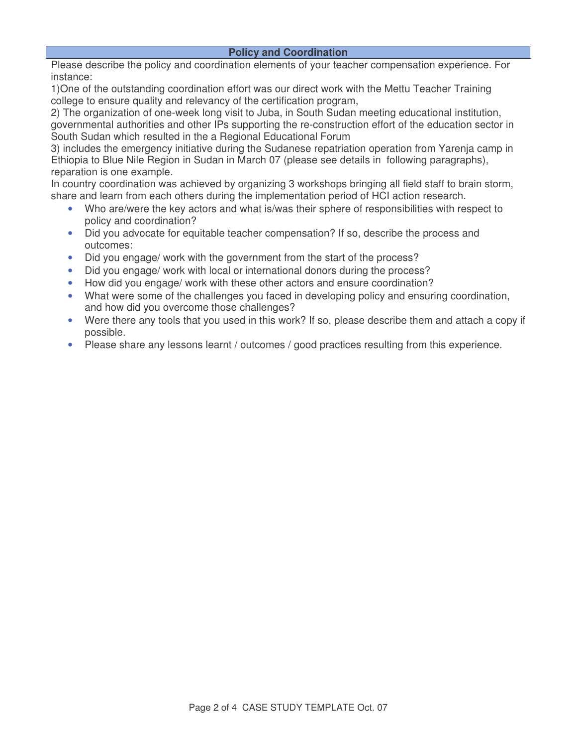## Policy and Coordination

Please describe the policy and coordination elements of your teacher compensation experience. For instance:

1)One of the outstanding coordination effort was our direct work with the Mettu Teacher Training college to ensure quality and relevancy of the certification program,

2) The organization of one-week long visit to Juba, in South Sudan meeting educational institution, governmental authorities and other IPs supporting the re-construction effort of the education sector in South Sudan which resulted in the a Regional Educational Forum

3) includes the emergency initiative during the Sudanese repatriation operation from Yarenja camp in Ethiopia to Blue Nile Region in Sudan in March 07 (please see details in following paragraphs), reparation is one example.

In country coordination was achieved by organizing 3 workshops bringing all field staff to brain storm, share and learn from each others during the implementation period of HCI action research.

- Who are/were the key actors and what is/was their sphere of responsibilities with respect to policy and coordination?
- Did you advocate for equitable teacher compensation? If so, describe the process and outcomes:
- Did you engage/ work with the government from the start of the process?
- Did you engage/ work with local or international donors during the process?
- How did you engage/ work with these other actors and ensure coordination?
- What were some of the challenges you faced in developing policy and ensuring coordination, and how did you overcome those challenges?
- Were there any tools that you used in this work? If so, please describe them and attach a copy if possible.
- Please share any lessons learnt / outcomes / good practices resulting from this experience.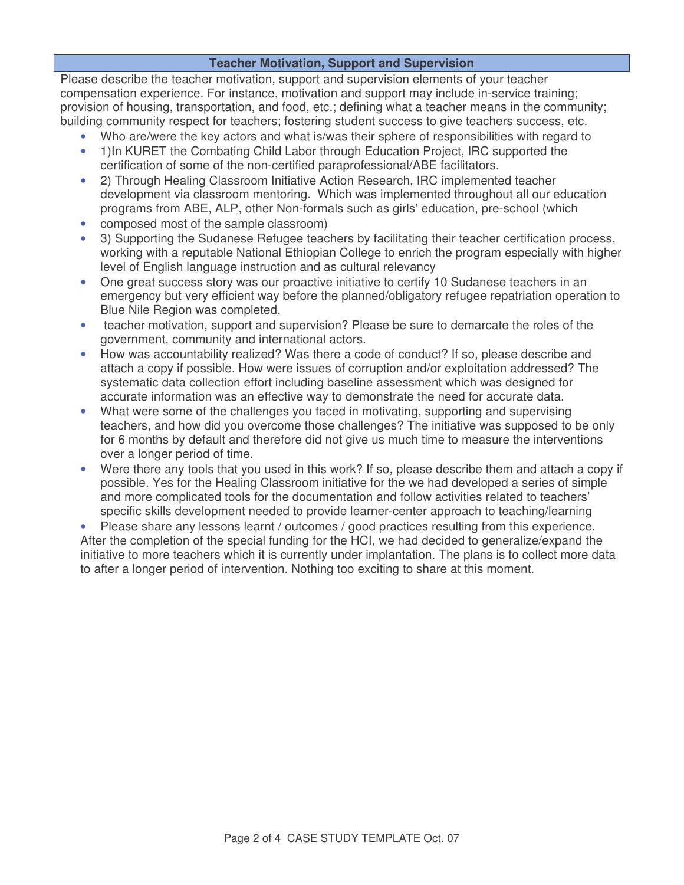## Teacher Motivation, Support and Supervision

Please describe the teacher motivation, support and supervision elements of your teacher compensation experience. For instance, motivation and support may include in-service training; provision of housing, transportation, and food, etc.; defining what a teacher means in the community; building community respect for teachers; fostering student success to give teachers success, etc.

- Who are/were the key actors and what is/was their sphere of responsibilities with regard to
- 1)In KURET the Combating Child Labor through Education Project, IRC supported the certification of some of the non-certified paraprofessional/ABE facilitators.
- 2) Through Healing Classroom Initiative Action Research, IRC implemented teacher development via classroom mentoring. Which was implemented throughout all our education programs from ABE, ALP, other Non-formals such as girls' education, pre-school (which
- composed most of the sample classroom)
- 3) Supporting the Sudanese Refugee teachers by facilitating their teacher certification process, working with a reputable National Ethiopian College to enrich the program especially with higher level of English language instruction and as cultural relevancy
- One great success story was our proactive initiative to certify 10 Sudanese teachers in an emergency but very efficient way before the planned/obligatory refugee repatriation operation to Blue Nile Region was completed.
- teacher motivation, support and supervision? Please be sure to demarcate the roles of the government, community and international actors.
- How was accountability realized? Was there a code of conduct? If so, please describe and attach a copy if possible. How were issues of corruption and/or exploitation addressed? The systematic data collection effort including baseline assessment which was designed for accurate information was an effective way to demonstrate the need for accurate data.
- What were some of the challenges you faced in motivating, supporting and supervising teachers, and how did you overcome those challenges? The initiative was supposed to be only for 6 months by default and therefore did not give us much time to measure the interventions over a longer period of time.
- Were there any tools that you used in this work? If so, please describe them and attach a copy if possible. Yes for the Healing Classroom initiative for the we had developed a series of simple and more complicated tools for the documentation and follow activities related to teachers' specific skills development needed to provide learner-center approach to teaching/learning
- Please share any lessons learnt / outcomes / good practices resulting from this experience. After the completion of the special funding for the HCI, we had decided to generalize/expand the initiative to more teachers which it is currently under implantation. The plans is to collect more data to after a longer period of intervention. Nothing too exciting to share at this moment.